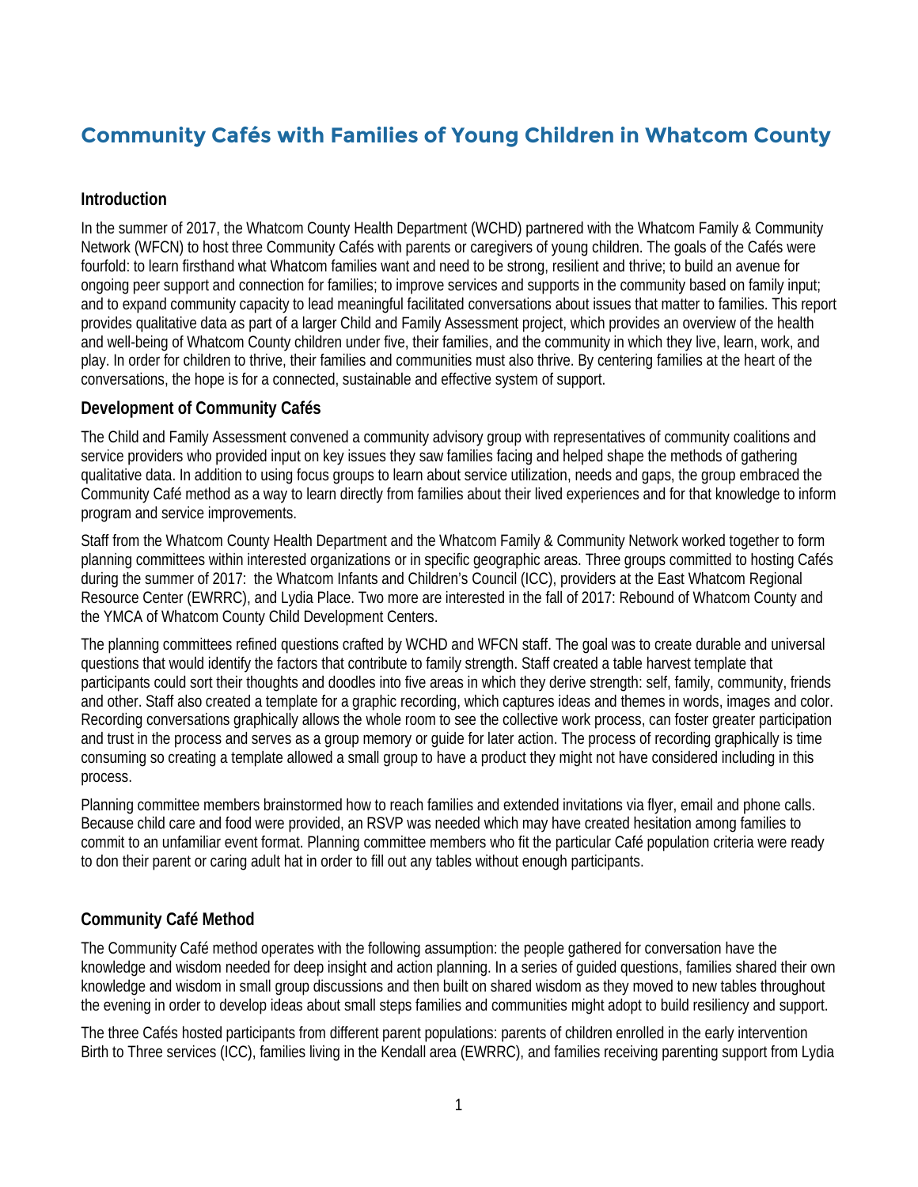# Community Cafés with Families of Young Children in Whatcom County

## Introduction

In the summer of 2017, the Whatcom County Health Department (WCHD) partnered with the Whatcom Family & Community Network (WFCN) to host three Community Cafés with parents or caregivers of young children. The goals of the Cafés were fourfold: to learn firsthand what Whatcom families want and need to be strong, resilient and thrive; to build an avenue for ongoing peer support and connection for families; to improve services and supports in the community based on family input; and to expand community capacity to lead meaningful facilitated conversations about issues that matter to families. This report provides qualitative data as part of a larger Child and Family Assessment project, which provides an overview of the health and well-being of Whatcom County children under five, their families, and the community in which they live, learn, work, and play. In order for children to thrive, their families and communities must also thrive. By centering families at the heart of the conversations, the hope is for a connected, sustainable and effective system of support.

## Development of Community Cafés

The Child and Family Assessment convened a community advisory group with representatives of community coalitions and service providers who provided input on key issues they saw families facing and helped shape the methods of gathering qualitative data. In addition to using focus groups to learn about service utilization, needs and gaps, the group embraced the Community Café method as a way to learn directly from families about their lived experiences and for that knowledge to inform program and service improvements.

Staff from the Whatcom County Health Department and the Whatcom Family & Community Network worked together to form planning committees within interested organizations or in specific geographic areas. Three groups committed to hosting Cafés during the summer of 2017: the Whatcom Infants and Children's Council (ICC), providers at the East Whatcom Regional Resource Center (EWRRC), and Lydia Place. Two more are interested in the fall of 2017: Rebound of Whatcom County and the YMCA of Whatcom County Child Development Centers.

The planning committees refined questions crafted by WCHD and WFCN staff. The goal was to create durable and universal questions that would identify the factors that contribute to family strength. Staff created a table harvest template that participants could sort their thoughts and doodles into five areas in which they derive strength: self, family, community, friends and other. Staff also created a template for a graphic recording, which captures ideas and themes in words, images and color. Recording conversations graphically allows the whole room to see the collective work process, can foster greater participation and trust in the process and serves as a group memory or guide for later action. The process of recording graphically is time consuming so creating a template allowed a small group to have a product they might not have considered including in this process.

Planning committee members brainstormed how to reach families and extended invitations via flyer, email and phone calls. Because child care and food were provided, an RSVP was needed which may have created hesitation among families to commit to an unfamiliar event format. Planning committee members who fit the particular Café population criteria were ready to don their parent or caring adult hat in order to fill out any tables without enough participants.

## Community Café Method

The Community Café method operates with the following assumption: the people gathered for conversation have the knowledge and wisdom needed for deep insight and action planning. In a series of guided questions, families shared their own knowledge and wisdom in small group discussions and then built on shared wisdom as they moved to new tables throughout the evening in order to develop ideas about small steps families and communities might adopt to build resiliency and support.

The three Cafés hosted participants from different parent populations: parents of children enrolled in the early intervention Birth to Three services (ICC), families living in the Kendall area (EWRRC), and families receiving parenting support from Lydia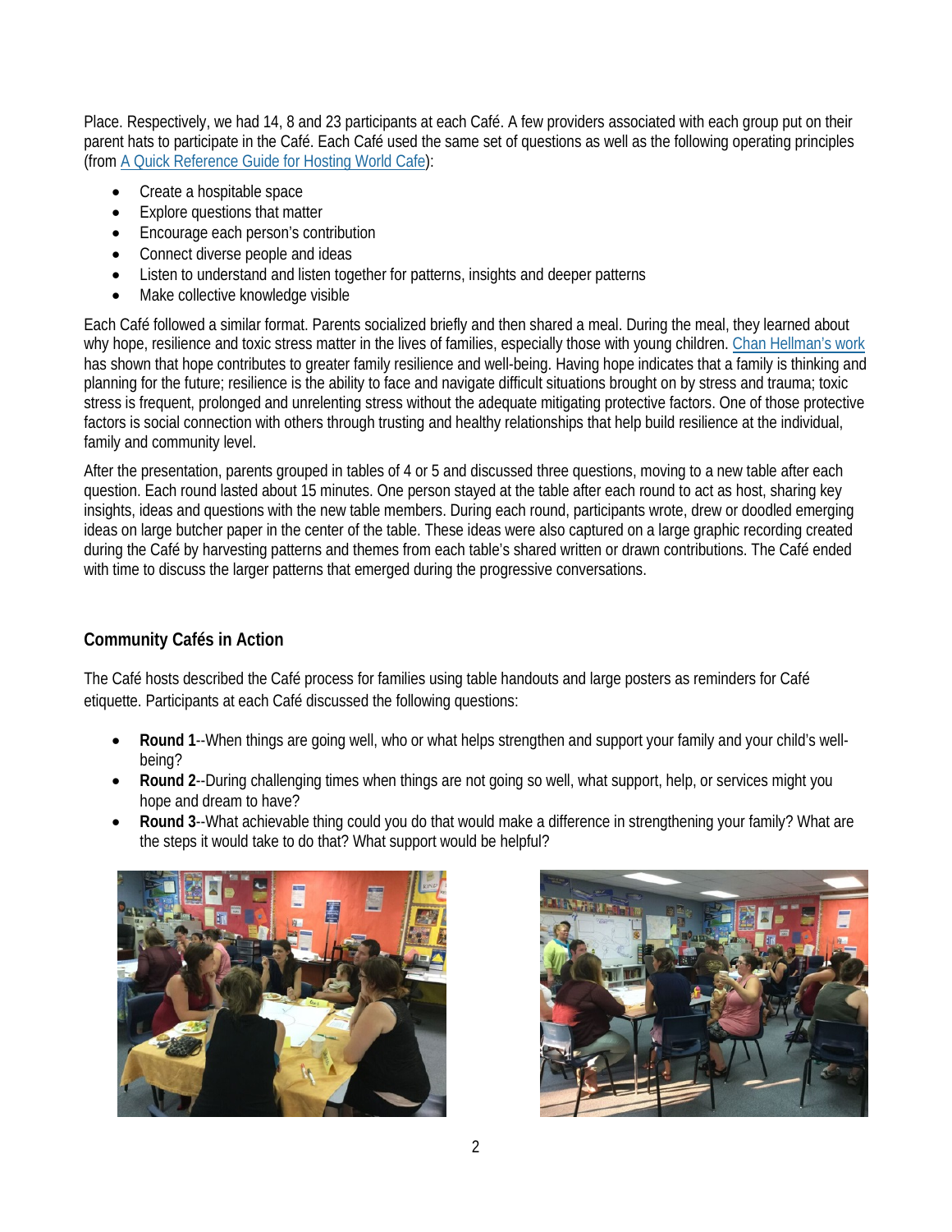Place. Respectively, we had 14, 8 and 23 participants at each Café. A few providers associated with each group put on their parent hats to participate in the Café. Each Café used the same set of questions as well as the following operating principles (from A Quick Reference Guide for Hosting World Cafe):

- Create a hospitable space
- Explore questions that matter
- Encourage each person's contribution
- Connect diverse people and ideas
- Listen to understand and listen together for patterns, insights and deeper patterns
- Make collective knowledge visible

Each Café followed a similar format. Parents socialized briefly and then shared a meal. During the meal, they learned about why hope, resilience and toxic stress matter in the lives of families, especially those with young children. Chan Hellman's work has shown that hope contributes to greater family resilience and well-being. Having hope indicates that a family is thinking and planning for the future; resilience is the ability to face and navigate difficult situations brought on by stress and trauma; toxic stress is frequent, prolonged and unrelenting stress without the adequate mitigating protective factors. One of those protective factors is social connection with others through trusting and healthy relationships that help build resilience at the individual, family and community level.

After the presentation, parents grouped in tables of 4 or 5 and discussed three questions, moving to a new table after each question. Each round lasted about 15 minutes. One person stayed at the table after each round to act as host, sharing key insights, ideas and questions with the new table members. During each round, participants wrote, drew or doodled emerging ideas on large butcher paper in the center of the table. These ideas were also captured on a large graphic recording created during the Café by harvesting patterns and themes from each table's shared written or drawn contributions. The Café ended with time to discuss the larger patterns that emerged during the progressive conversations.

### Community Cafés in Action

The Café hosts described the Café process for families using table handouts and large posters as reminders for Café etiquette. Participants at each Café discussed the following questions:

- **Round 1**--When things are going well, who or what helps strengthen and support your family and your child's well-being?
- **Round 2**--During challenging times when things are not going so well, what support, help, or services might you hope and dream to have?
- **Round 3**--What achievable thing could you do that would make a difference in strengthening your family? What are the steps it would take to do that? What support would be helpful?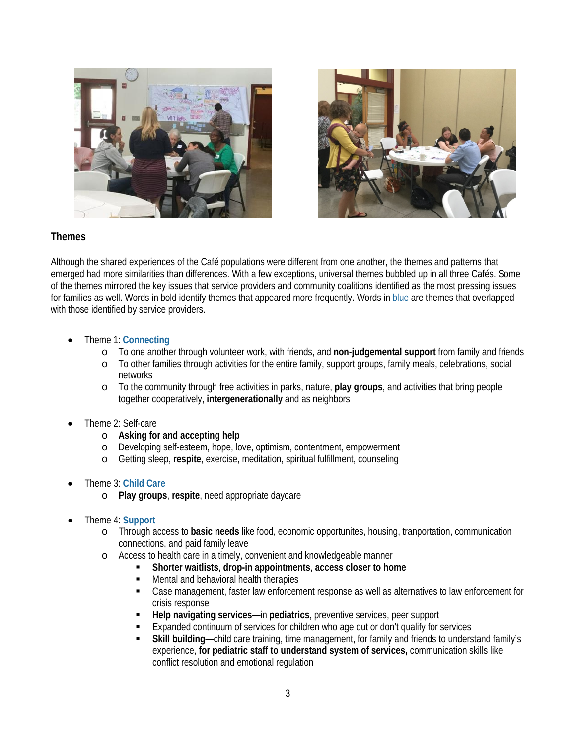## Themes

Although the shared experiences of the Café populations were different from one another, the themes and patterns that emerged had more similarities than differences. With a few exceptions, universal themes bubbled up in all three Cafés. Some of the themes mirrored the key issues that service providers and community coalitions identified as the most pressing issues for families as well. Words in bold identify themes that appeared more frequently. Words in blue are themes that overlapped with those identified by service providers.

- Theme 1: **Connecting**
  - To one another through volunteer work, with friends, and **non-judgemental support** from family and friends
  - To other families through activities for the entire family, support groups, family meals, celebrations, social networks
  - To the community through free activities in parks, nature, **play groups**, and activities that bring people together cooperatively, **intergenerationally** and as neighbors

- Theme 2: Self-care
  - **Asking for and accepting help**
  - Developing self-esteem, hope, love, optimism, contentment, empowerment
  - Getting sleep, **respite**, exercise, meditation, spiritual fulfillment, counseling

- Theme 3: **Child Care**
  - **Play groups**, **respite**, need appropriate daycare

- Theme 4: **Support**
  - Through access to **basic needs** like food, economic opportunites, housing, tranportation, communication connections, and paid family leave
  - Access to health care in a timely, convenient and knowledgeable manner
    - **Shorter waitlists**, **drop-in appointments**, **access closer to home**
    - Mental and behavioral health therapies
    - Case management, faster law enforcement response as well as alternatives to law enforcement for crisis response
    - **Help navigating services—**in **pediatrics**, preventive services, peer support
    - Expanded continuum of services for children who age out or don't qualify for services
    - **Skill building—**child care training, time management, for family and friends to understand family's experience, **for pediatric staff to understand system of services,** communication skills like conflict resolution and emotional regulation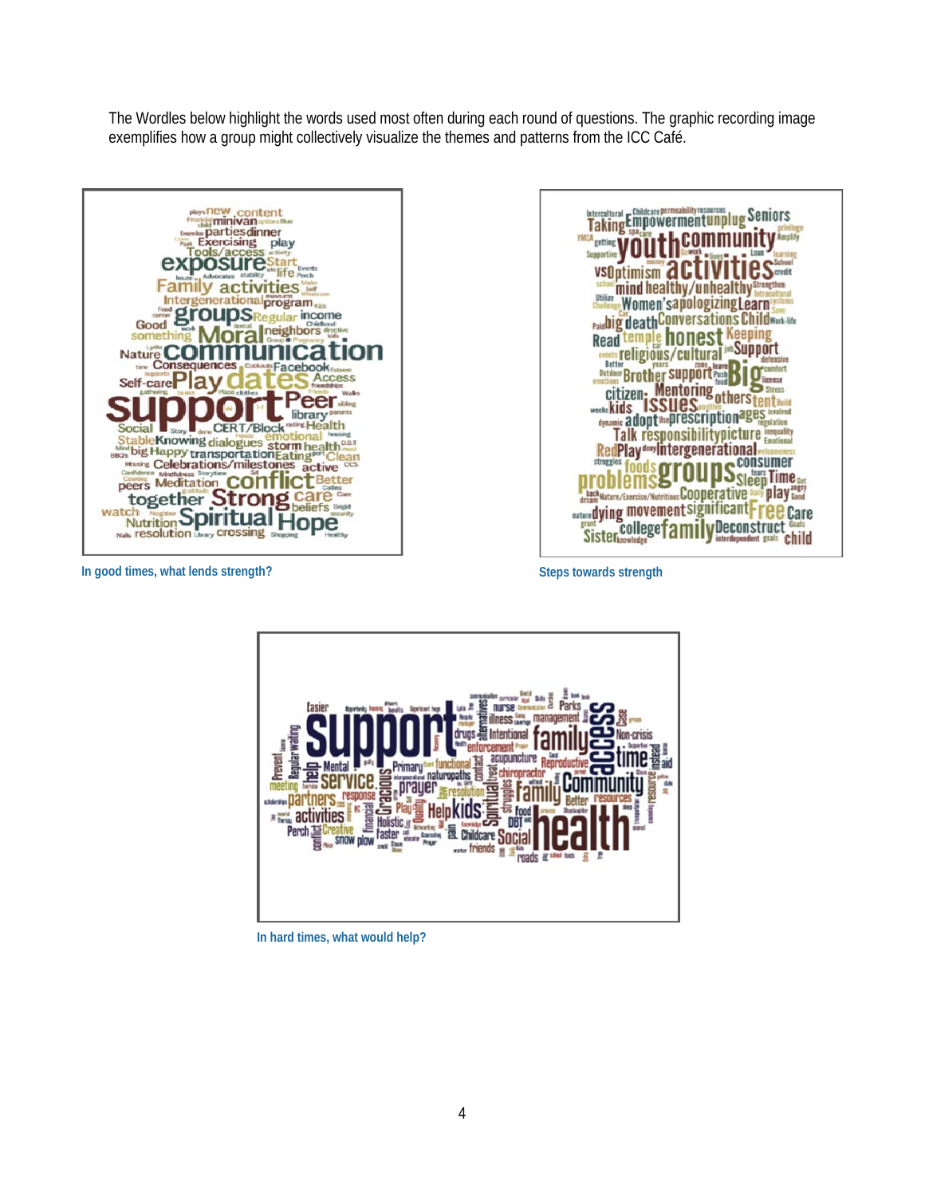The Wordles below highlight the words used most often during each round of questions. The graphic recording image exemplifies how a group might collectively visualize the themes and patterns from the ICC Café.

**In good times, what lends strength?**

**Steps towards strength**

**In hard times, what would help?**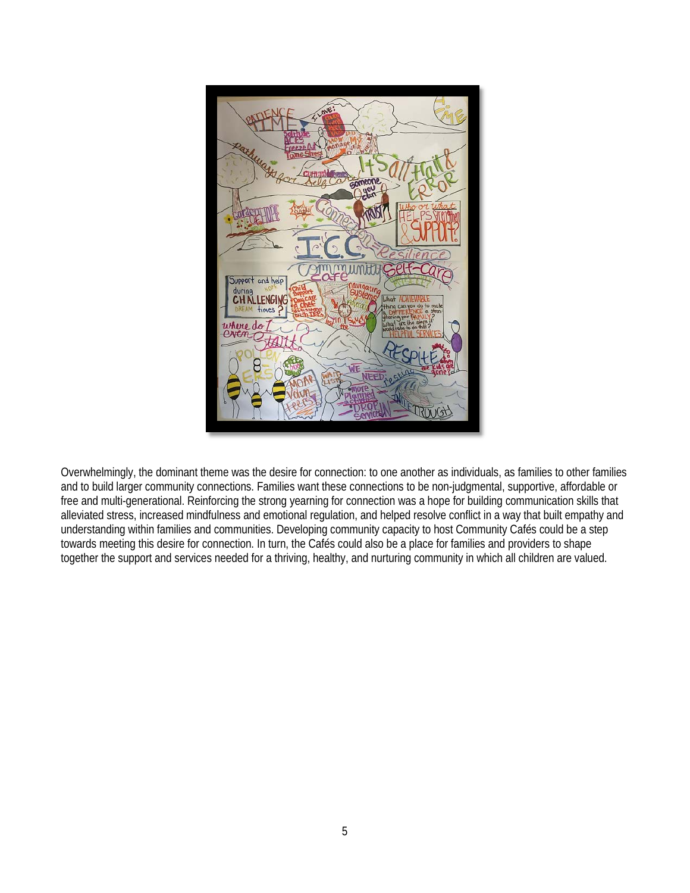Overwhelmingly, the dominant theme was the desire for connection: to one another as individuals, as families to other families and to build larger community connections. Families want these connections to be non-judgmental, supportive, affordable or free and multi-generational. Reinforcing the strong yearning for connection was a hope for building communication skills that alleviated stress, increased mindfulness and emotional regulation, and helped resolve conflict in a way that built empathy and understanding within families and communities. Developing community capacity to host Community Cafés could be a step towards meeting this desire for connection. In turn, the Cafés could also be a place for families and providers to shape together the support and services needed for a thriving, healthy, and nurturing community in which all children are valued.